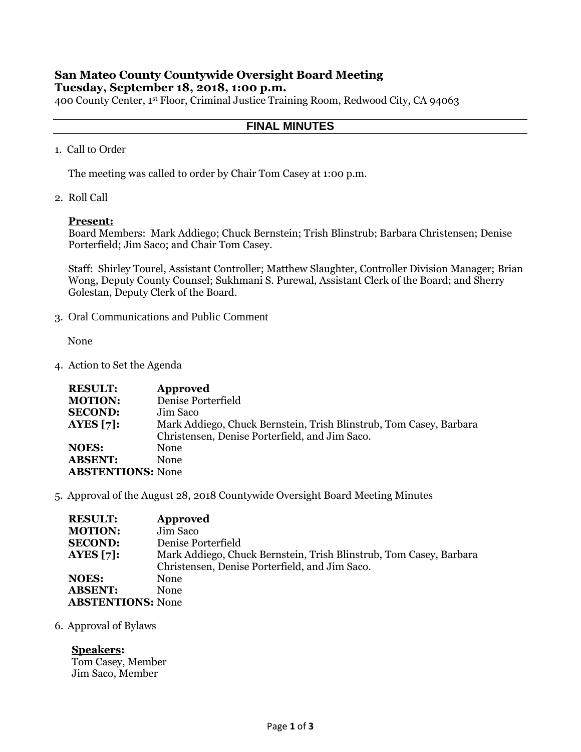**San Mateo County Countywide Oversight Board Meeting**
**Tuesday, September 18, 2018, 1:00 p.m.**
400 County Center, 1st Floor, Criminal Justice Training Room, Redwood City, CA 94063

## FINAL MINUTES

1. Call to Order

   The meeting was called to order by Chair Tom Casey at 1:00 p.m.

2. Roll Call

   **Present:**
   Board Members: Mark Addiego; Chuck Bernstein; Trish Blinstrub; Barbara Christensen; Denise Porterfield; Jim Saco; and Chair Tom Casey.

   Staff: Shirley Tourel, Assistant Controller; Matthew Slaughter, Controller Division Manager; Brian Wong, Deputy County Counsel; Sukhmani S. Purewal, Assistant Clerk of the Board; and Sherry Golestan, Deputy Clerk of the Board.

3. Oral Communications and Public Comment

   None

4. Action to Set the Agenda

   **RESULT:** **Approved**
   **MOTION:** Denise Porterfield
   **SECOND:** Jim Saco
   **AYES [7]:** Mark Addiego, Chuck Bernstein, Trish Blinstrub, Tom Casey, Barbara Christensen, Denise Porterfield, and Jim Saco.
   **NOES:** None
   **ABSENT:** None
   **ABSTENTIONS:** None

5. Approval of the August 28, 2018 Countywide Oversight Board Meeting Minutes

   **RESULT:** **Approved**
   **MOTION:** Jim Saco
   **SECOND:** Denise Porterfield
   **AYES [7]:** Mark Addiego, Chuck Bernstein, Trish Blinstrub, Tom Casey, Barbara Christensen, Denise Porterfield, and Jim Saco.
   **NOES:** None
   **ABSENT:** None
   **ABSTENTIONS:** None

6. Approval of Bylaws

   **Speakers:**
   Tom Casey, Member
   Jim Saco, Member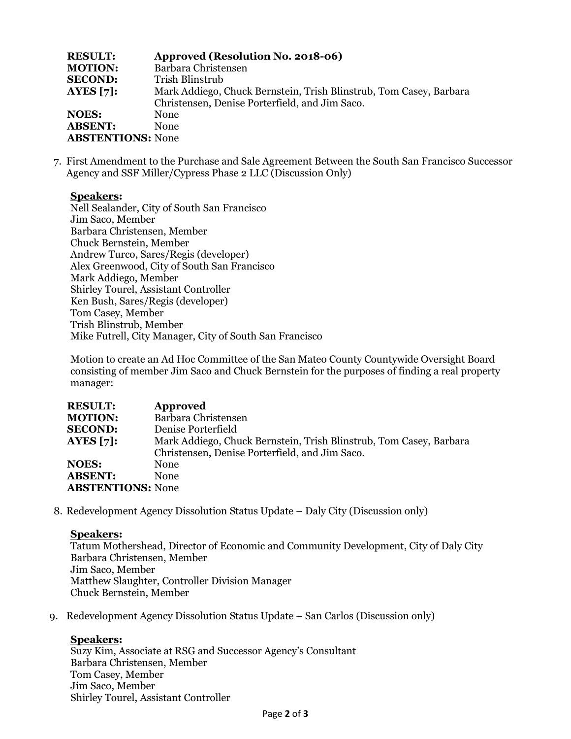| | |
|---|---|
| **RESULT:** | **Approved (Resolution No. 2018-06)** |
| **MOTION:** | Barbara Christensen |
| **SECOND:** | Trish Blinstrub |
| **AYES [7]:** | Mark Addiego, Chuck Bernstein, Trish Blinstrub, Tom Casey, Barbara Christensen, Denise Porterfield, and Jim Saco. |
| **NOES:** | None |
| **ABSENT:** | None |
| **ABSTENTIONS:** | None |

7. First Amendment to the Purchase and Sale Agreement Between the South San Francisco Successor Agency and SSF Miller/Cypress Phase 2 LLC (Discussion Only)

**Speakers:**
Nell Sealander, City of South San Francisco
Jim Saco, Member
Barbara Christensen, Member
Chuck Bernstein, Member
Andrew Turco, Sares/Regis (developer)
Alex Greenwood, City of South San Francisco
Mark Addiego, Member
Shirley Tourel, Assistant Controller
Ken Bush, Sares/Regis (developer)
Tom Casey, Member
Trish Blinstrub, Member
Mike Futrell, City Manager, City of South San Francisco

Motion to create an Ad Hoc Committee of the San Mateo County Countywide Oversight Board consisting of member Jim Saco and Chuck Bernstein for the purposes of finding a real property manager:

| | |
|---|---|
| **RESULT:** | **Approved** |
| **MOTION:** | Barbara Christensen |
| **SECOND:** | Denise Porterfield |
| **AYES [7]:** | Mark Addiego, Chuck Bernstein, Trish Blinstrub, Tom Casey, Barbara Christensen, Denise Porterfield, and Jim Saco. |
| **NOES:** | None |
| **ABSENT:** | None |
| **ABSTENTIONS:** | None |

8. Redevelopment Agency Dissolution Status Update – Daly City (Discussion only)

**Speakers:**
Tatum Mothershead, Director of Economic and Community Development, City of Daly City
Barbara Christensen, Member
Jim Saco, Member
Matthew Slaughter, Controller Division Manager
Chuck Bernstein, Member

9. Redevelopment Agency Dissolution Status Update – San Carlos (Discussion only)

**Speakers:**
Suzy Kim, Associate at RSG and Successor Agency's Consultant
Barbara Christensen, Member
Tom Casey, Member
Jim Saco, Member
Shirley Tourel, Assistant Controller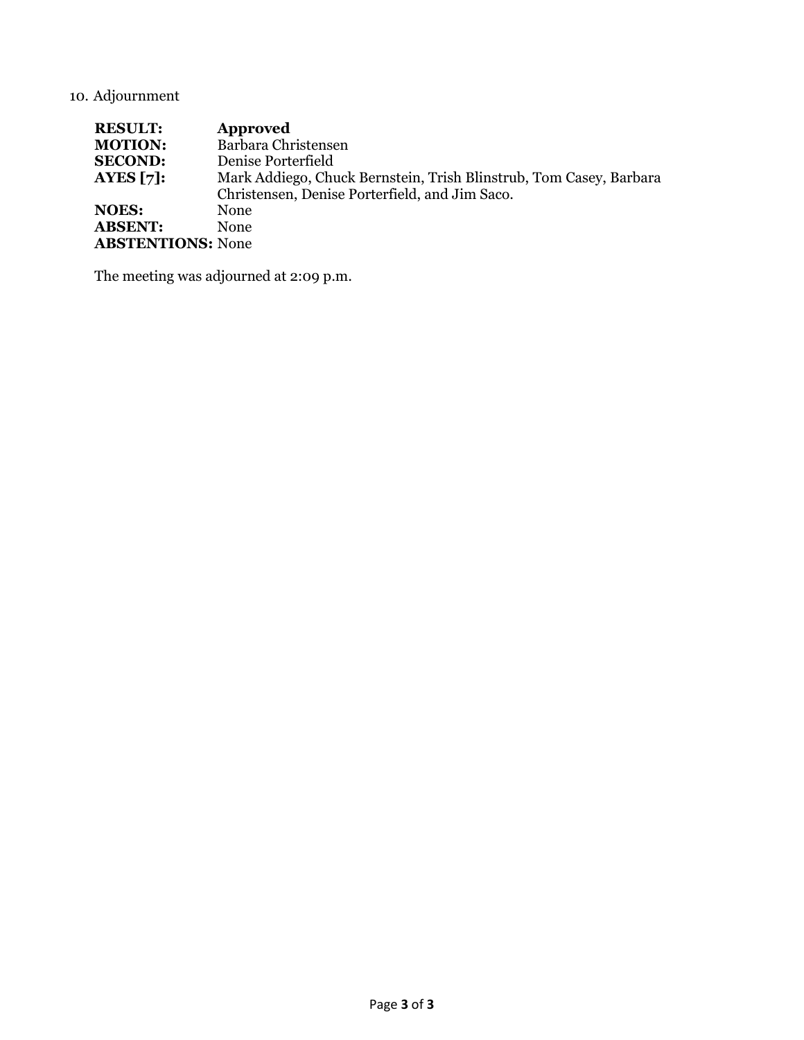10. Adjournment

**RESULT:** **Approved**
**MOTION:** Barbara Christensen
**SECOND:** Denise Porterfield
**AYES [7]:** Mark Addiego, Chuck Bernstein, Trish Blinstrub, Tom Casey, Barbara Christensen, Denise Porterfield, and Jim Saco.
**NOES:** None
**ABSENT:** None
**ABSTENTIONS:** None

The meeting was adjourned at 2:09 p.m.